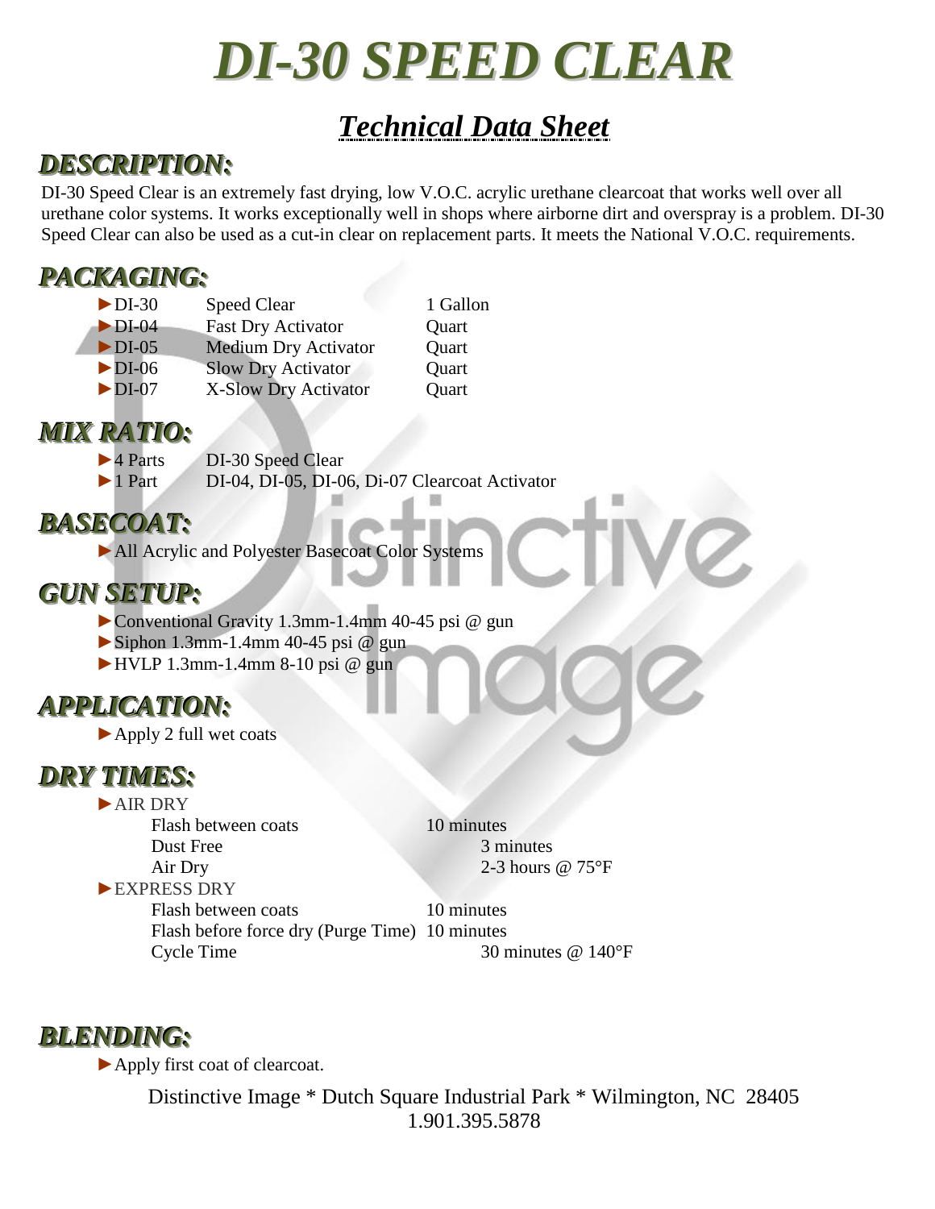# DI-30 SPEED CLEAR

## Technical Data Sheet

### DESCRIPTION:

DI-30 Speed Clear is an extremely fast drying, low V.O.C. acrylic urethane clearcoat that works well over all urethane color systems. It works exceptionally well in shops where airborne dirt and overspray is a problem. DI-30 Speed Clear can also be used as a cut-in clear on replacement parts. It meets the National V.O.C. requirements.

### PACKAGING:

| | | |
|---|---|---|
| ►DI-30 | Speed Clear | 1 Gallon |
| ►DI-04 | Fast Dry Activator | Quart |
| ►DI-05 | Medium Dry Activator | Quart |
| ►DI-06 | Slow Dry Activator | Quart |
| ►DI-07 | X-Slow Dry Activator | Quart |

### MIX RATIO:

| | |
|---|---|
| ►4 Parts | DI-30 Speed Clear |
| ►1 Part | DI-04, DI-05, DI-06, Di-07 Clearcoat Activator |

### BASECOAT:

- ►All Acrylic and Polyester Basecoat Color Systems

### GUN SETUP:

- ►Conventional Gravity 1.3mm-1.4mm 40-45 psi @ gun
- ►Siphon 1.3mm-1.4mm 40-45 psi @ gun
- ►HVLP 1.3mm-1.4mm 8-10 psi @ gun

### APPLICATION:

- ►Apply 2 full wet coats

### DRY TIMES:

►AIR DRY

| | |
|---|---|
| Flash between coats | 10 minutes |
| Dust Free | 3 minutes |
| Air Dry | 2-3 hours @ 75°F |

►EXPRESS DRY

| | |
|---|---|
| Flash between coats | 10 minutes |
| Flash before force dry (Purge Time) | 10 minutes |
| Cycle Time | 30 minutes @ 140°F |

### BLENDING:

- ►Apply first coat of clearcoat.

Distinctive Image * Dutch Square Industrial Park * Wilmington, NC 28405
1.901.395.5878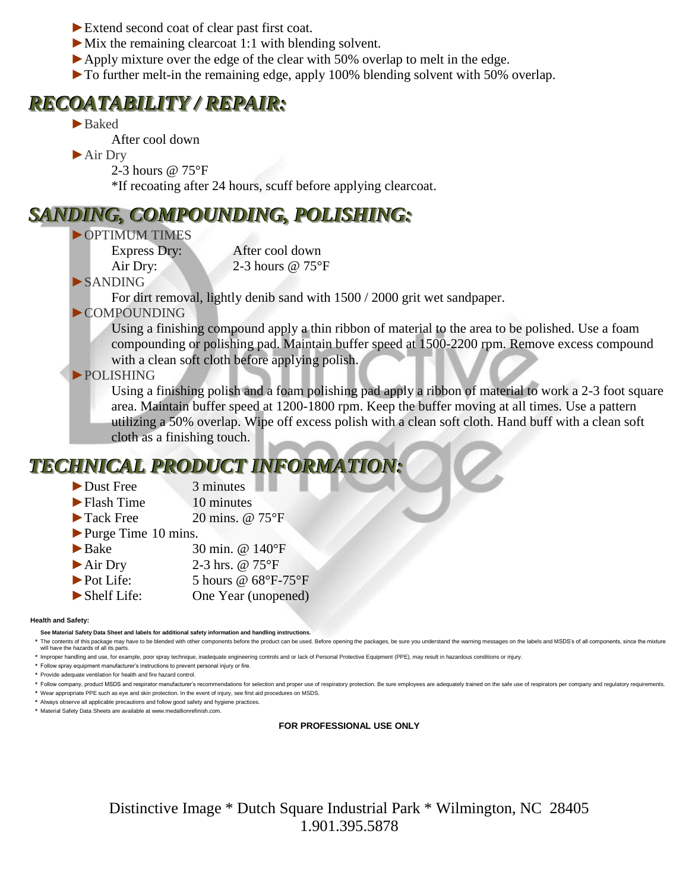- ►Extend second coat of clear past first coat.
- ►Mix the remaining clearcoat 1:1 with blending solvent.
- ►Apply mixture over the edge of the clear with 50% overlap to melt in the edge.
- ►To further melt-in the remaining edge, apply 100% blending solvent with 50% overlap.

## RECOATABILITY / REPAIR:

►Baked

After cool down

►Air Dry

2-3 hours @ 75°F

*If recoating after 24 hours, scuff before applying clearcoat.

## SANDING, COMPOUNDING, POLISHING:

►OPTIMUM TIMES

| | |
|---|---|
| Express Dry: | After cool down |
| Air Dry: | 2-3 hours @ 75°F |

►SANDING

For dirt removal, lightly denib sand with 1500 / 2000 grit wet sandpaper.

►COMPOUNDING

Using a finishing compound apply a thin ribbon of material to the area to be polished. Use a foam compounding or polishing pad. Maintain buffer speed at 1500-2200 rpm. Remove excess compound with a clean soft cloth before applying polish.

►POLISHING

Using a finishing polish and a foam polishing pad apply a ribbon of material to work a 2-3 foot square area. Maintain buffer speed at 1200-1800 rpm. Keep the buffer moving at all times. Use a pattern utilizing a 50% overlap. Wipe off excess polish with a clean soft cloth. Hand buff with a clean soft cloth as a finishing touch.

## TECHNICAL PRODUCT INFORMATION:

| | |
|---|---|
| ►Dust Free | 3 minutes |
| ►Flash Time | 10 minutes |
| ►Tack Free | 20 mins. @ 75°F |
| ►Purge Time 10 mins. | |
| ►Bake | 30 min. @ 140°F |
| ►Air Dry | 2-3 hrs. @ 75°F |
| ►Pot Life: | 5 hours @ 68°F-75°F |
| ►Shelf Life: | One Year (unopened) |

**Health and Safety:**

**See Material Safety Data Sheet and labels for additional safety information and handling instructions.**

- The contents of this package may have to be blended with other components before the product can be used. Before opening the packages, be sure you understand the warning messages on the labels and MSDS's of all components, since the mixture will have the hazards of all its parts.
- Improper handling and use, for example, poor spray technique, inadequate engineering controls and or lack of Personal Protective Equipment (PPE), may result in hazardous conditions or injury.
- Follow spray equipment manufacturer's instructions to prevent personal injury or fire.
- Provide adequate ventilation for health and fire hazard control.
- Follow company, product MSDS and respirator manufacturer's recommendations for selection and proper use of respiratory protection. Be sure employees are adequately trained on the safe use of respirators per company and regulatory requirements.
- Wear appropriate PPE such as eye and skin protection. In the event of injury, see first aid procedures on MSDS.
- Always observe all applicable precautions and follow good safety and hygiene practices.
- Material Safety Data Sheets are available at www.medallionrefinish.com.

**FOR PROFESSIONAL USE ONLY**

Distinctive Image * Dutch Square Industrial Park * Wilmington, NC 28405
1.901.395.5878